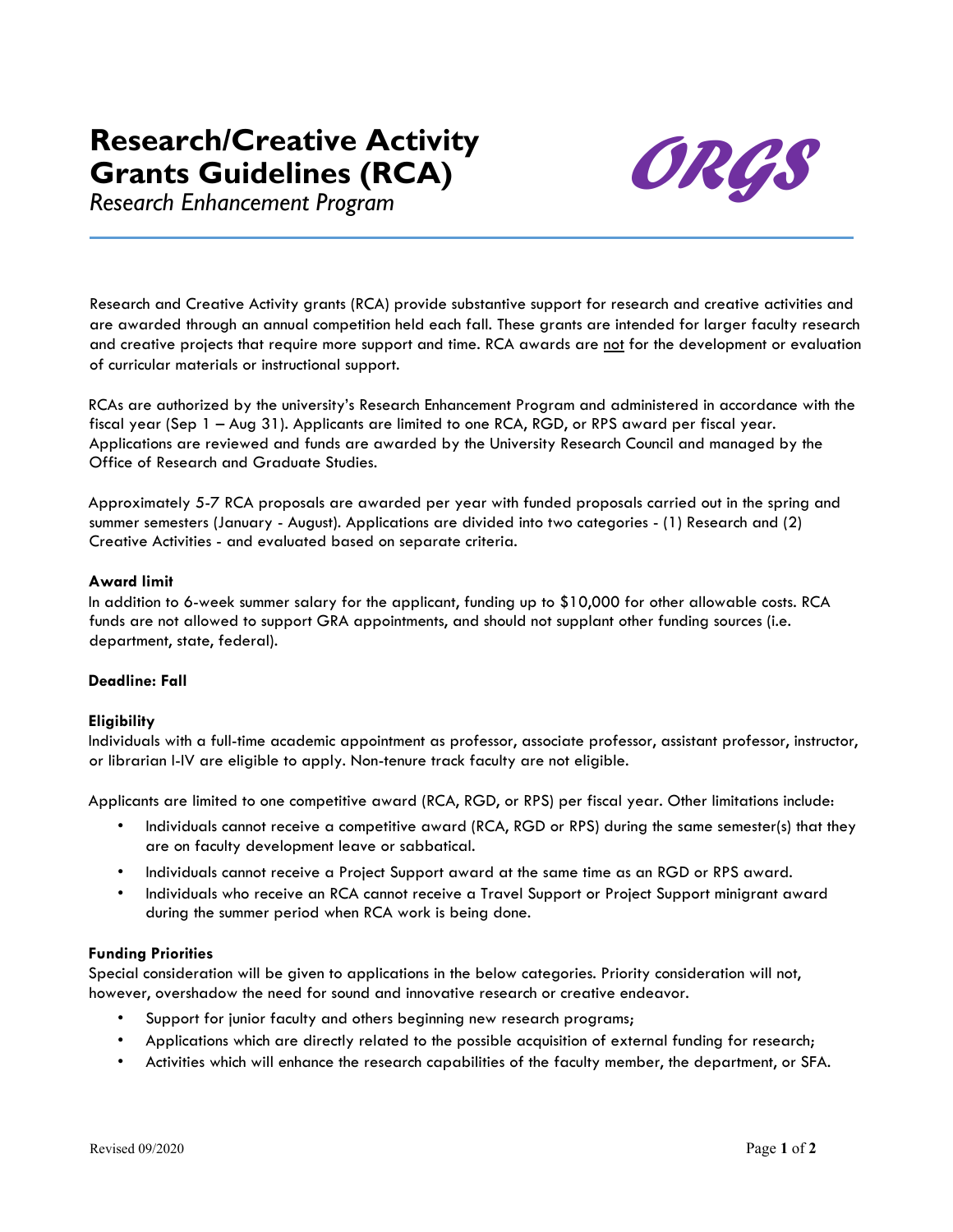# Research/Creative Activity Grants Guidelines (RCA)

*Research Enhancement Program*

ORGS

Research and Creative Activity grants (RCA) provide substantive support for research and creative activities and are awarded through an annual competition held each fall. These grants are intended for larger faculty research and creative projects that require more support and time. RCA awards are not for the development or evaluation of curricular materials or instructional support.

RCAs are authorized by the university's Research Enhancement Program and administered in accordance with the fiscal year (Sep 1 – Aug 31). Applicants are limited to one RCA, RGD, or RPS award per fiscal year. Applications are reviewed and funds are awarded by the University Research Council and managed by the Office of Research and Graduate Studies.

Approximately 5-7 RCA proposals are awarded per year with funded proposals carried out in the spring and summer semesters (January - August). Applications are divided into two categories - (1) Research and (2) Creative Activities - and evaluated based on separate criteria.

**Award limit**

In addition to 6-week summer salary for the applicant, funding up to $10,000 for other allowable costs. RCA funds are not allowed to support GRA appointments, and should not supplant other funding sources (i.e. department, state, federal).

**Deadline: Fall**

**Eligibility**

Individuals with a full-time academic appointment as professor, associate professor, assistant professor, instructor, or librarian I-IV are eligible to apply. Non-tenure track faculty are not eligible.

Applicants are limited to one competitive award (RCA, RGD, or RPS) per fiscal year. Other limitations include:

- Individuals cannot receive a competitive award (RCA, RGD or RPS) during the same semester(s) that they are on faculty development leave or sabbatical.
- Individuals cannot receive a Project Support award at the same time as an RGD or RPS award.
- Individuals who receive an RCA cannot receive a Travel Support or Project Support minigrant award during the summer period when RCA work is being done.

**Funding Priorities**

Special consideration will be given to applications in the below categories. Priority consideration will not, however, overshadow the need for sound and innovative research or creative endeavor.

- Support for junior faculty and others beginning new research programs;
- Applications which are directly related to the possible acquisition of external funding for research;
- Activities which will enhance the research capabilities of the faculty member, the department, or SFA.

Revised 09/2020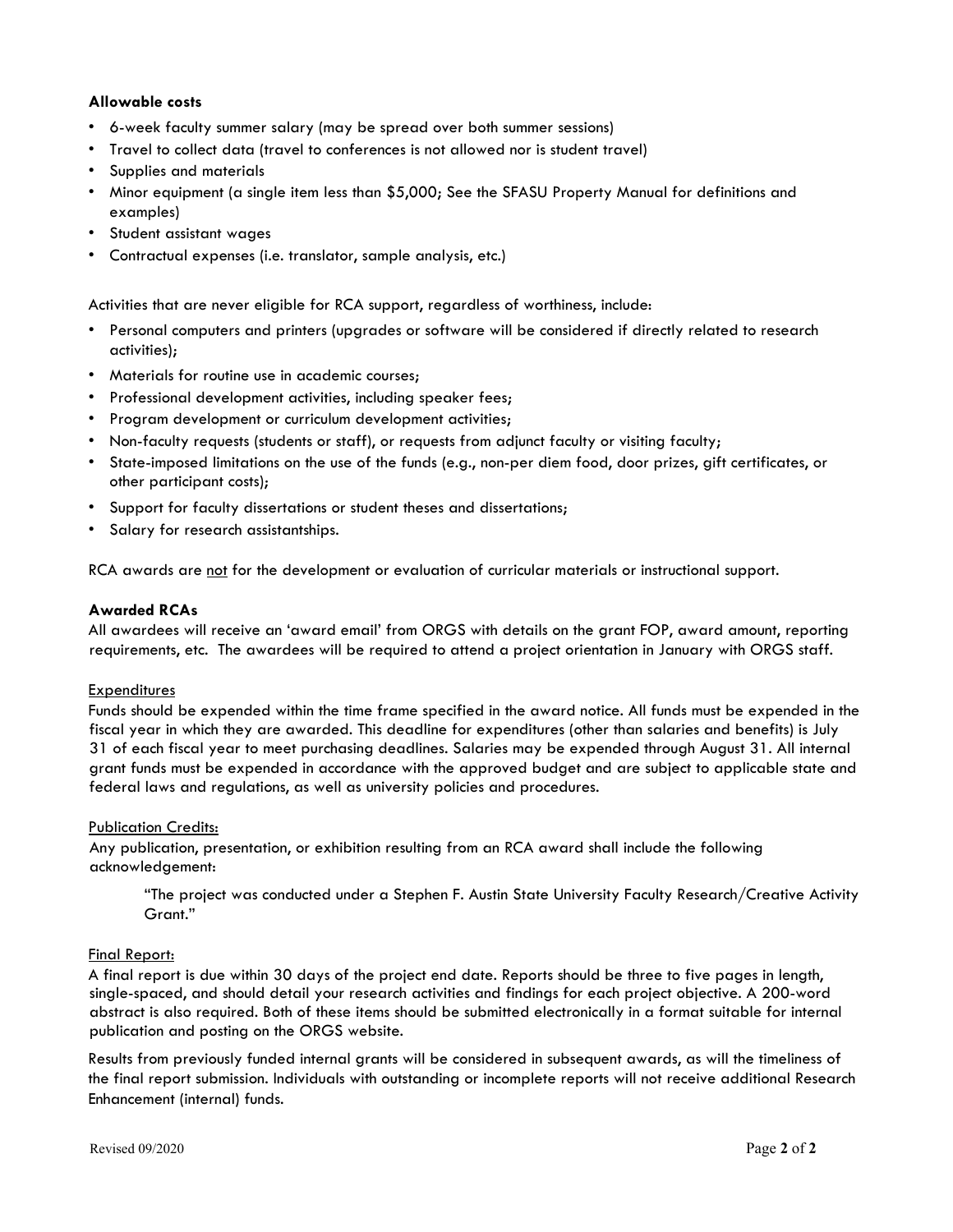**Allowable costs**

- 6-week faculty summer salary (may be spread over both summer sessions)
- Travel to collect data (travel to conferences is not allowed nor is student travel)
- Supplies and materials
- Minor equipment (a single item less than $5,000; See the SFASU Property Manual for definitions and examples)
- Student assistant wages
- Contractual expenses (i.e. translator, sample analysis, etc.)

Activities that are never eligible for RCA support, regardless of worthiness, include:

- Personal computers and printers (upgrades or software will be considered if directly related to research activities);
- Materials for routine use in academic courses;
- Professional development activities, including speaker fees;
- Program development or curriculum development activities;
- Non-faculty requests (students or staff), or requests from adjunct faculty or visiting faculty;
- State-imposed limitations on the use of the funds (e.g., non-per diem food, door prizes, gift certificates, or other participant costs);
- Support for faculty dissertations or student theses and dissertations;
- Salary for research assistantships.

RCA awards are <u>not</u> for the development or evaluation of curricular materials or instructional support.

**Awarded RCAs**

All awardees will receive an 'award email' from ORGS with details on the grant FOP, award amount, reporting requirements, etc. The awardees will be required to attend a project orientation in January with ORGS staff.

<u>Expenditures</u>

Funds should be expended within the time frame specified in the award notice. All funds must be expended in the fiscal year in which they are awarded. This deadline for expenditures (other than salaries and benefits) is July 31 of each fiscal year to meet purchasing deadlines. Salaries may be expended through August 31. All internal grant funds must be expended in accordance with the approved budget and are subject to applicable state and federal laws and regulations, as well as university policies and procedures.

<u>Publication Credits:</u>

Any publication, presentation, or exhibition resulting from an RCA award shall include the following acknowledgement:

> "The project was conducted under a Stephen F. Austin State University Faculty Research/Creative Activity Grant."

<u>Final Report:</u>

A final report is due within 30 days of the project end date. Reports should be three to five pages in length, single-spaced, and should detail your research activities and findings for each project objective. A 200-word abstract is also required. Both of these items should be submitted electronically in a format suitable for internal publication and posting on the ORGS website.

Results from previously funded internal grants will be considered in subsequent awards, as will the timeliness of the final report submission. Individuals with outstanding or incomplete reports will not receive additional Research Enhancement (internal) funds.

Revised 09/2020